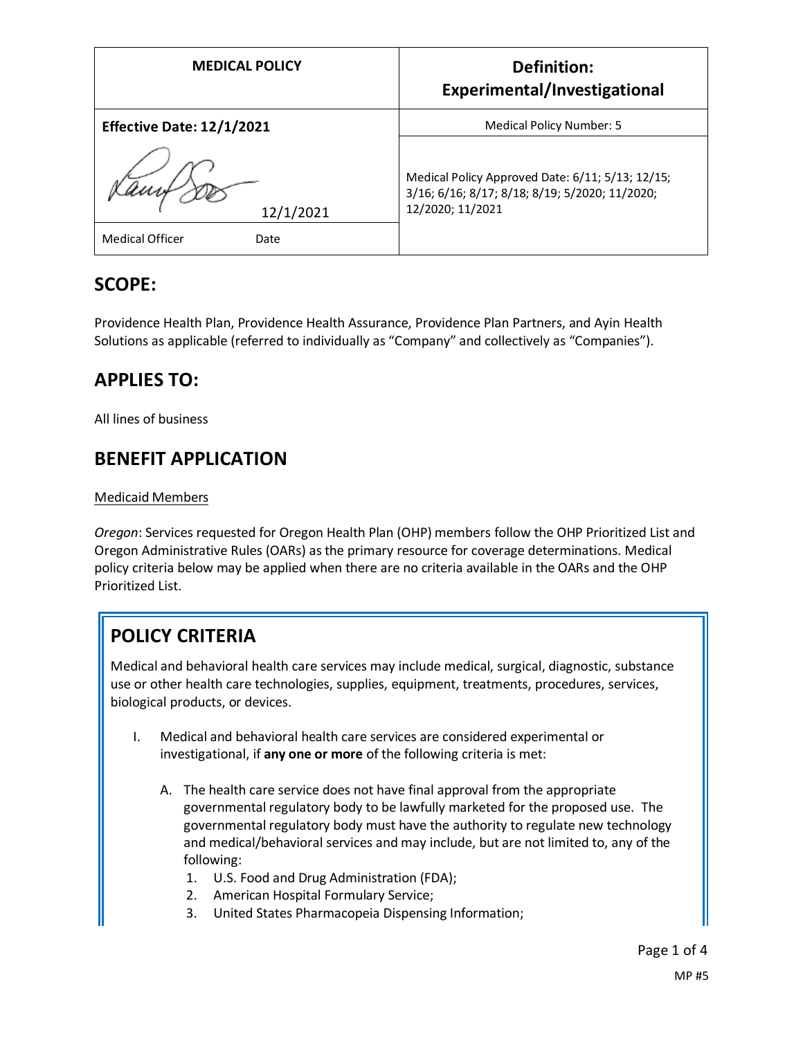| MEDICAL POLICY | Definition: Experimental/Investigational |
|---|---|
| **Effective Date: 12/1/2021** | Medical Policy Number: 5 |
| 12/1/2021 | Medical Policy Approved Date: 6/11; 5/13; 12/15; 3/16; 6/16; 8/17; 8/18; 8/19; 5/2020; 11/2020; 12/2020; 11/2021 |
| Medical Officer Date | |

## SCOPE:

Providence Health Plan, Providence Health Assurance, Providence Plan Partners, and Ayin Health Solutions as applicable (referred to individually as "Company" and collectively as "Companies").

## APPLIES TO:

All lines of business

## BENEFIT APPLICATION

Medicaid Members

*Oregon*: Services requested for Oregon Health Plan (OHP) members follow the OHP Prioritized List and Oregon Administrative Rules (OARs) as the primary resource for coverage determinations. Medical policy criteria below may be applied when there are no criteria available in the OARs and the OHP Prioritized List.

## POLICY CRITERIA

Medical and behavioral health care services may include medical, surgical, diagnostic, substance use or other health care technologies, supplies, equipment, treatments, procedures, services, biological products, or devices.

I. Medical and behavioral health care services are considered experimental or investigational, if **any one or more** of the following criteria is met:

   A. The health care service does not have final approval from the appropriate governmental regulatory body to be lawfully marketed for the proposed use. The governmental regulatory body must have the authority to regulate new technology and medical/behavioral services and may include, but are not limited to, any of the following:
      1. U.S. Food and Drug Administration (FDA);
      2. American Hospital Formulary Service;
      3. United States Pharmacopeia Dispensing Information;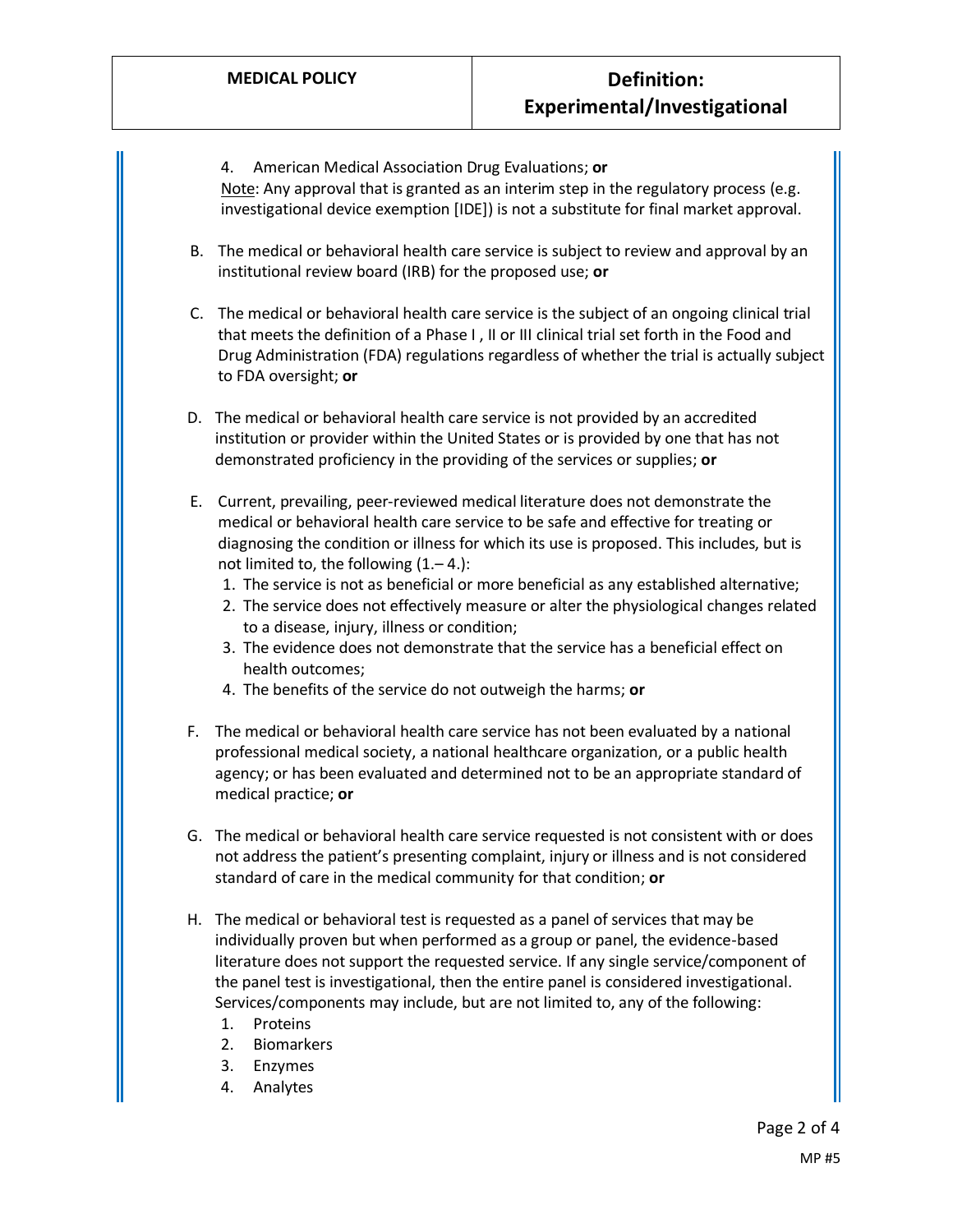4. American Medical Association Drug Evaluations; **or**
   Note: Any approval that is granted as an interim step in the regulatory process (e.g. investigational device exemption [IDE]) is not a substitute for final market approval.

B. The medical or behavioral health care service is subject to review and approval by an institutional review board (IRB) for the proposed use; **or**

C. The medical or behavioral health care service is the subject of an ongoing clinical trial that meets the definition of a Phase I , II or III clinical trial set forth in the Food and Drug Administration (FDA) regulations regardless of whether the trial is actually subject to FDA oversight; **or**

D. The medical or behavioral health care service is not provided by an accredited institution or provider within the United States or is provided by one that has not demonstrated proficiency in the providing of the services or supplies; **or**

E. Current, prevailing, peer-reviewed medical literature does not demonstrate the medical or behavioral health care service to be safe and effective for treating or diagnosing the condition or illness for which its use is proposed. This includes, but is not limited to, the following (1.– 4.):
   1. The service is not as beneficial or more beneficial as any established alternative;
   2. The service does not effectively measure or alter the physiological changes related to a disease, injury, illness or condition;
   3. The evidence does not demonstrate that the service has a beneficial effect on health outcomes;
   4. The benefits of the service do not outweigh the harms; **or**

F. The medical or behavioral health care service has not been evaluated by a national professional medical society, a national healthcare organization, or a public health agency; or has been evaluated and determined not to be an appropriate standard of medical practice; **or**

G. The medical or behavioral health care service requested is not consistent with or does not address the patient's presenting complaint, injury or illness and is not considered standard of care in the medical community for that condition; **or**

H. The medical or behavioral test is requested as a panel of services that may be individually proven but when performed as a group or panel, the evidence-based literature does not support the requested service. If any single service/component of the panel test is investigational, then the entire panel is considered investigational. Services/components may include, but are not limited to, any of the following:
   1. Proteins
   2. Biomarkers
   3. Enzymes
   4. Analytes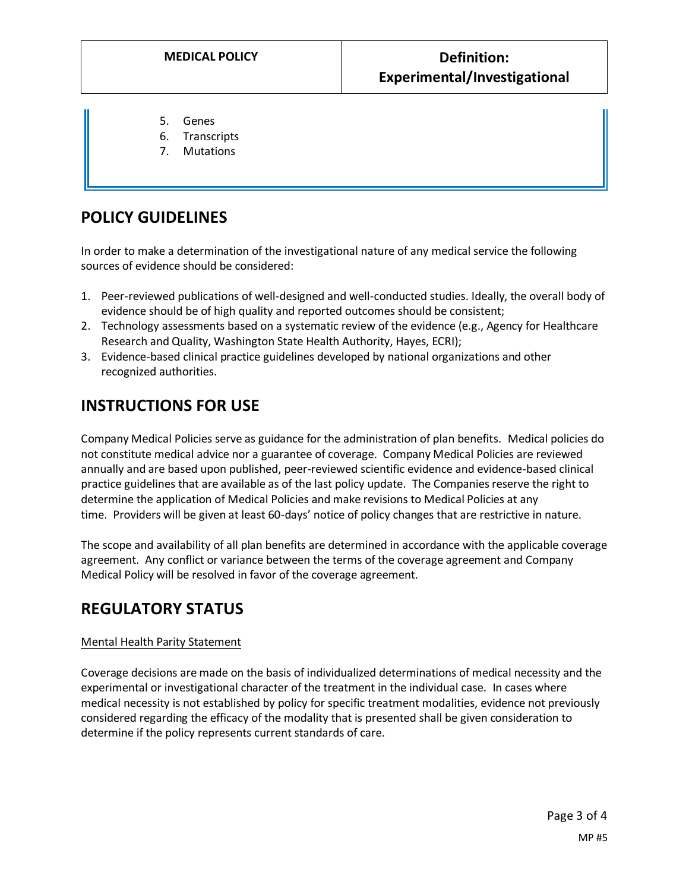5. Genes
6. Transcripts
7. Mutations

## POLICY GUIDELINES

In order to make a determination of the investigational nature of any medical service the following sources of evidence should be considered:

1. Peer-reviewed publications of well-designed and well-conducted studies. Ideally, the overall body of evidence should be of high quality and reported outcomes should be consistent;
2. Technology assessments based on a systematic review of the evidence (e.g., Agency for Healthcare Research and Quality, Washington State Health Authority, Hayes, ECRI);
3. Evidence-based clinical practice guidelines developed by national organizations and other recognized authorities.

## INSTRUCTIONS FOR USE

Company Medical Policies serve as guidance for the administration of plan benefits. Medical policies do not constitute medical advice nor a guarantee of coverage. Company Medical Policies are reviewed annually and are based upon published, peer-reviewed scientific evidence and evidence-based clinical practice guidelines that are available as of the last policy update. The Companies reserve the right to determine the application of Medical Policies and make revisions to Medical Policies at any time. Providers will be given at least 60-days' notice of policy changes that are restrictive in nature.

The scope and availability of all plan benefits are determined in accordance with the applicable coverage agreement. Any conflict or variance between the terms of the coverage agreement and Company Medical Policy will be resolved in favor of the coverage agreement.

## REGULATORY STATUS

Mental Health Parity Statement

Coverage decisions are made on the basis of individualized determinations of medical necessity and the experimental or investigational character of the treatment in the individual case. In cases where medical necessity is not established by policy for specific treatment modalities, evidence not previously considered regarding the efficacy of the modality that is presented shall be given consideration to determine if the policy represents current standards of care.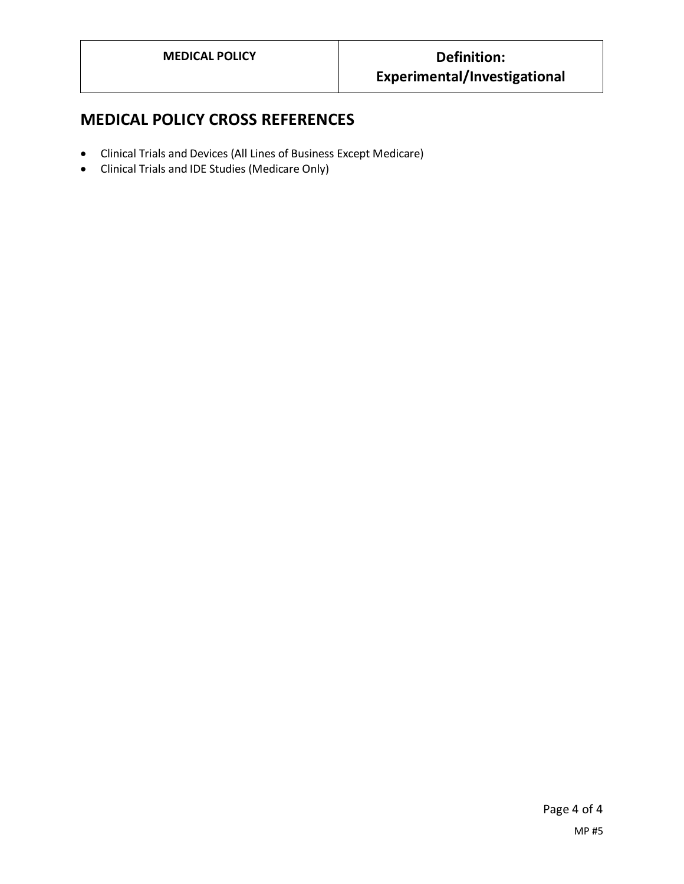## MEDICAL POLICY CROSS REFERENCES

- Clinical Trials and Devices (All Lines of Business Except Medicare)
- Clinical Trials and IDE Studies (Medicare Only)